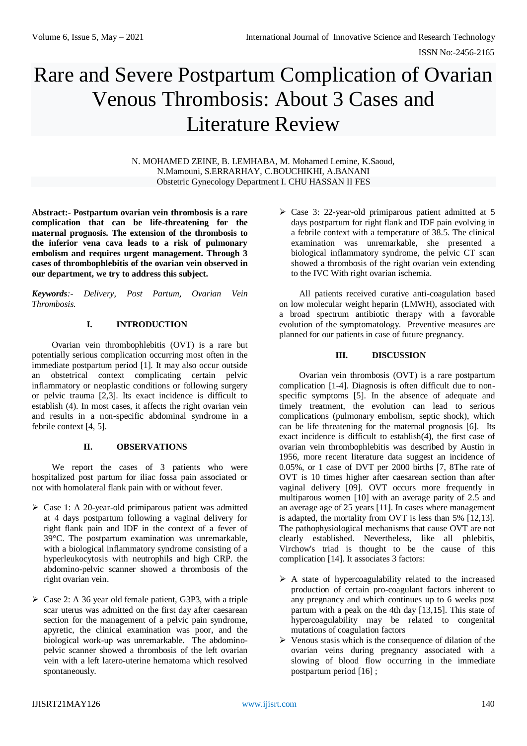# Rare and Severe Postpartum Complication of Ovarian Venous Thrombosis: About 3 Cases and Literature Review

N. MOHAMED ZEINE, B. LEMHABA, M. Mohamed Lemine, K.Saoud, N.Mamouni, S.ERRARHAY, C.BOUCHIKHI, A.BANANI
Obstetric Gynecology Department I. CHU HASSAN II FES

**Abstract:- Postpartum ovarian vein thrombosis is a rare complication that can be life-threatening for the maternal prognosis. The extension of the thrombosis to the inferior vena cava leads to a risk of pulmonary embolism and requires urgent management. Through 3 cases of thrombophlebitis of the ovarian vein observed in our department, we try to address this subject.**

***Keywords**:- Delivery, Post Partum, Ovarian Vein Thrombosis.*

## I. INTRODUCTION

Ovarian vein thrombophlebitis (OVT) is a rare but potentially serious complication occurring most often in the immediate postpartum period [1]. It may also occur outside an obstetrical context complicating certain pelvic inflammatory or neoplastic conditions or following surgery or pelvic trauma [2,3]. Its exact incidence is difficult to establish (4). In most cases, it affects the right ovarian vein and results in a non-specific abdominal syndrome in a febrile context [4, 5].

## II. OBSERVATIONS

We report the cases of 3 patients who were hospitalized post partum for iliac fossa pain associated or not with homolateral flank pain with or without fever.

- Case 1: A 20-year-old primiparous patient was admitted at 4 days postpartum following a vaginal delivery for right flank pain and IDF in the context of a fever of 39°C. The postpartum examination was unremarkable, with a biological inflammatory syndrome consisting of a hyperleukocytosis with neutrophils and high CRP. the abdomino-pelvic scanner showed a thrombosis of the right ovarian vein.
- Case 2: A 36 year old female patient, G3P3, with a triple scar uterus was admitted on the first day after caesarean section for the management of a pelvic pain syndrome, apyretic, the clinical examination was poor, and the biological work-up was unremarkable. The abdomino-pelvic scanner showed a thrombosis of the left ovarian vein with a left latero-uterine hematoma which resolved spontaneously.
- Case 3: 22-year-old primiparous patient admitted at 5 days postpartum for right flank and IDF pain evolving in a febrile context with a temperature of 38.5. The clinical examination was unremarkable, she presented a biological inflammatory syndrome, the pelvic CT scan showed a thrombosis of the right ovarian vein extending to the IVC With right ovarian ischemia.

All patients received curative anti-coagulation based on low molecular weight heparin (LMWH), associated with a broad spectrum antibiotic therapy with a favorable evolution of the symptomatology. Preventive measures are planned for our patients in case of future pregnancy.

## III. DISCUSSION

Ovarian vein thrombosis (OVT) is a rare postpartum complication [1-4]. Diagnosis is often difficult due to non-specific symptoms [5]. In the absence of adequate and timely treatment, the evolution can lead to serious complications (pulmonary embolism, septic shock), which can be life threatening for the maternal prognosis [6]. Its exact incidence is difficult to establish(4), the first case of ovarian vein thrombophlebitis was described by Austin in 1956, more recent literature data suggest an incidence of 0.05%, or 1 case of DVT per 2000 births [7, 8The rate of OVT is 10 times higher after caesarean section than after vaginal delivery [09]. OVT occurs more frequently in multiparous women [10] with an average parity of 2.5 and an average age of 25 years [11]. In cases where management is adapted, the mortality from OVT is less than 5% [12,13]. The pathophysiological mechanisms that cause OVT are not clearly established. Nevertheless, like all phlebitis, Virchow's triad is thought to be the cause of this complication [14]. It associates 3 factors:

- A state of hypercoagulability related to the increased production of certain pro-coagulant factors inherent to any pregnancy and which continues up to 6 weeks post partum with a peak on the 4th day [13,15]. This state of hypercoagulability may be related to congenital mutations of coagulation factors
- Venous stasis which is the consequence of dilation of the ovarian veins during pregnancy associated with a slowing of blood flow occurring in the immediate postpartum period [16] ;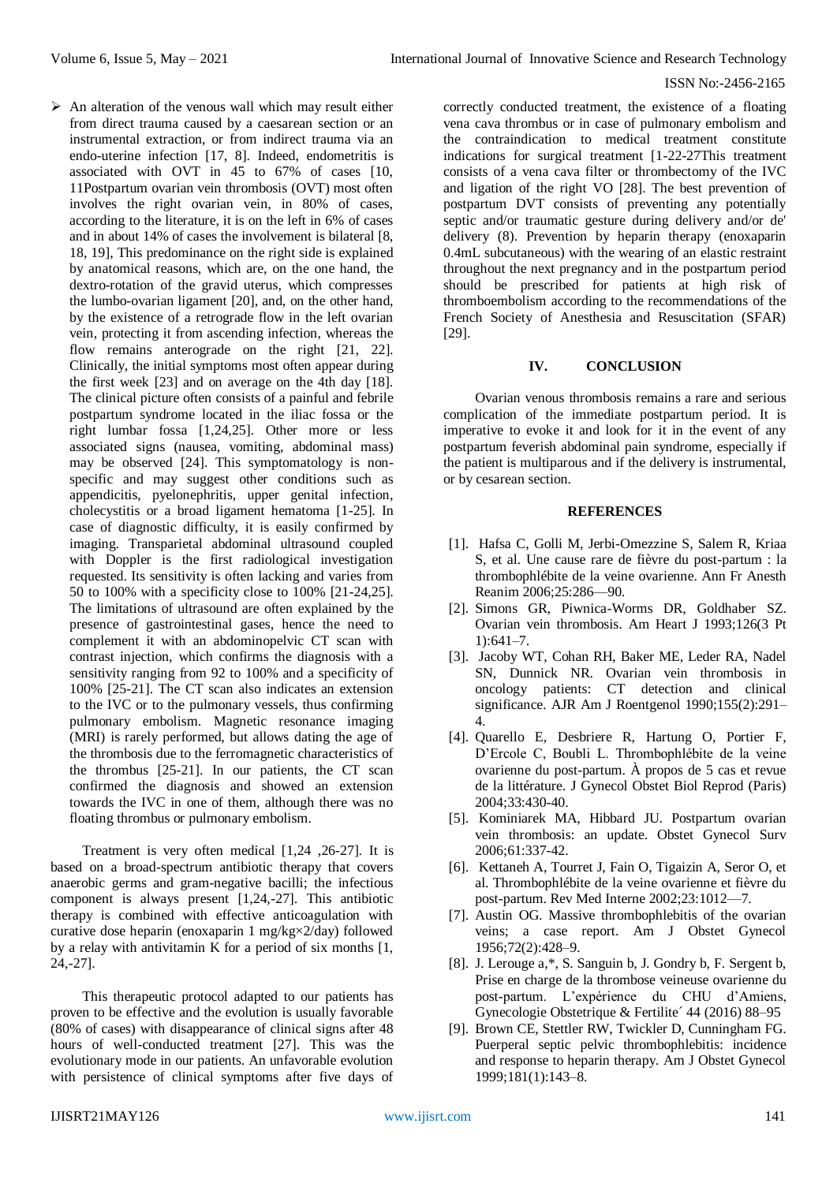- An alteration of the venous wall which may result either from direct trauma caused by a caesarean section or an instrumental extraction, or from indirect trauma via an endo-uterine infection [17, 8]. Indeed, endometritis is associated with OVT in 45 to 67% of cases [10, 11Postpartum ovarian vein thrombosis (OVT) most often involves the right ovarian vein, in 80% of cases, according to the literature, it is on the left in 6% of cases and in about 14% of cases the involvement is bilateral [8, 18, 19], This predominance on the right side is explained by anatomical reasons, which are, on the one hand, the dextro-rotation of the gravid uterus, which compresses the lumbo-ovarian ligament [20], and, on the other hand, by the existence of a retrograde flow in the left ovarian vein, protecting it from ascending infection, whereas the flow remains anterograde on the right [21, 22]. Clinically, the initial symptoms most often appear during the first week [23] and on average on the 4th day [18]. The clinical picture often consists of a painful and febrile postpartum syndrome located in the iliac fossa or the right lumbar fossa [1,24,25]. Other more or less associated signs (nausea, vomiting, abdominal mass) may be observed [24]. This symptomatology is non-specific and may suggest other conditions such as appendicitis, pyelonephritis, upper genital infection, cholecystitis or a broad ligament hematoma [1-25]. In case of diagnostic difficulty, it is easily confirmed by imaging. Transparietal abdominal ultrasound coupled with Doppler is the first radiological investigation requested. Its sensitivity is often lacking and varies from 50 to 100% with a specificity close to 100% [21-24,25]. The limitations of ultrasound are often explained by the presence of gastrointestinal gases, hence the need to complement it with an abdominopelvic CT scan with contrast injection, which confirms the diagnosis with a sensitivity ranging from 92 to 100% and a specificity of 100% [25-21]. The CT scan also indicates an extension to the IVC or to the pulmonary vessels, thus confirming pulmonary embolism. Magnetic resonance imaging (MRI) is rarely performed, but allows dating the age of the thrombosis due to the ferromagnetic characteristics of the thrombus [25-21]. In our patients, the CT scan confirmed the diagnosis and showed an extension towards the IVC in one of them, although there was no floating thrombus or pulmonary embolism.

Treatment is very often medical [1,24 ,26-27]. It is based on a broad-spectrum antibiotic therapy that covers anaerobic germs and gram-negative bacilli; the infectious component is always present [1,24,-27]. This antibiotic therapy is combined with effective anticoagulation with curative dose heparin (enoxaparin 1 mg/kg×2/day) followed by a relay with antivitamin K for a period of six months [1, 24,-27].

This therapeutic protocol adapted to our patients has proven to be effective and the evolution is usually favorable (80% of cases) with disappearance of clinical signs after 48 hours of well-conducted treatment [27]. This was the evolutionary mode in our patients. An unfavorable evolution with persistence of clinical symptoms after five days of correctly conducted treatment, the existence of a floating vena cava thrombus or in case of pulmonary embolism and the contraindication to medical treatment constitute indications for surgical treatment [1-22-27This treatment consists of a vena cava filter or thrombectomy of the IVC and ligation of the right VO [28]. The best prevention of postpartum DVT consists of preventing any potentially septic and/or traumatic gesture during delivery and/or de' delivery (8). Prevention by heparin therapy (enoxaparin 0.4mL subcutaneous) with the wearing of an elastic restraint throughout the next pregnancy and in the postpartum period should be prescribed for patients at high risk of thromboembolism according to the recommendations of the French Society of Anesthesia and Resuscitation (SFAR) [29].

## IV. CONCLUSION

Ovarian venous thrombosis remains a rare and serious complication of the immediate postpartum period. It is imperative to evoke it and look for it in the event of any postpartum feverish abdominal pain syndrome, especially if the patient is multiparous and if the delivery is instrumental, or by cesarean section.

## REFERENCES

[1]. Hafsa C, Golli M, Jerbi-Omezzine S, Salem R, Kriaa S, et al. Une cause rare de fièvre du post-partum : la thrombophlébite de la veine ovarienne. Ann Fr Anesth Reanim 2006;25:286—90.

[2]. Simons GR, Piwnica-Worms DR, Goldhaber SZ. Ovarian vein thrombosis. Am Heart J 1993;126(3 Pt 1):641–7.

[3]. Jacoby WT, Cohan RH, Baker ME, Leder RA, Nadel SN, Dunnick NR. Ovarian vein thrombosis in oncology patients: CT detection and clinical significance. AJR Am J Roentgenol 1990;155(2):291–4.

[4]. Quarello E, Desbriere R, Hartung O, Portier F, D'Ercole C, Boubli L. Thrombophlébite de la veine ovarienne du post-partum. À propos de 5 cas et revue de la littérature. J Gynecol Obstet Biol Reprod (Paris) 2004;33:430-40.

[5]. Kominiarek MA, Hibbard JU. Postpartum ovarian vein thrombosis: an update. Obstet Gynecol Surv 2006;61:337-42.

[6]. Kettaneh A, Tourret J, Fain O, Tigaizin A, Seror O, et al. Thrombophlébite de la veine ovarienne et fièvre du post-partum. Rev Med Interne 2002;23:1012—7.

[7]. Austin OG. Massive thrombophlebitis of the ovarian veins; a case report. Am J Obstet Gynecol 1956;72(2):428–9.

[8]. J. Lerouge a,*, S. Sanguin b, J. Gondry b, F. Sergent b, Prise en charge de la thrombose veineuse ovarienne du post-partum. L'expérience du CHU d'Amiens, Gynecologie Obstetrique & Fertilite´ 44 (2016) 88–95

[9]. Brown CE, Stettler RW, Twickler D, Cunningham FG. Puerperal septic pelvic thrombophlebitis: incidence and response to heparin therapy. Am J Obstet Gynecol 1999;181(1):143–8.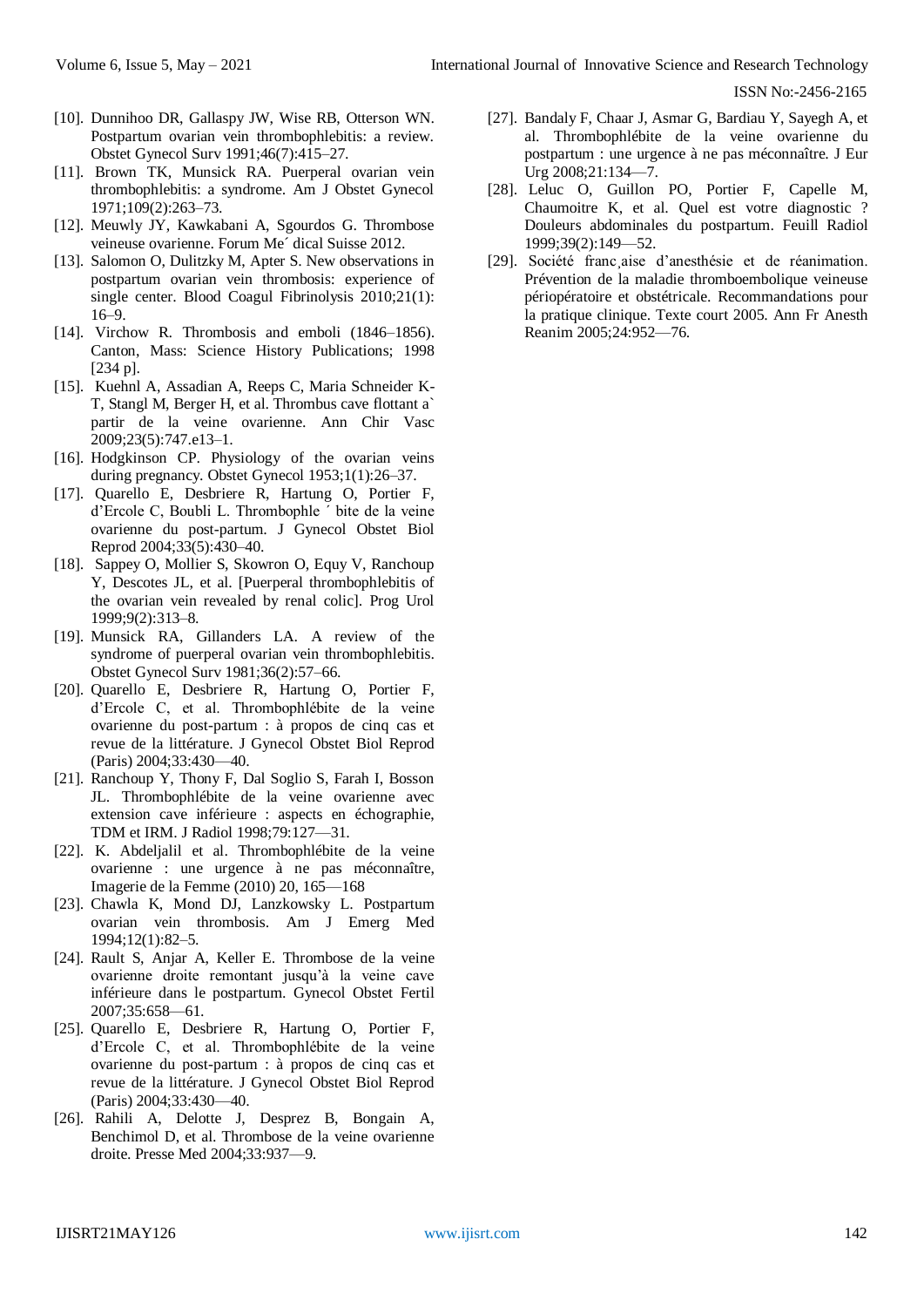[10]. Dunnihoo DR, Gallaspy JW, Wise RB, Otterson WN. Postpartum ovarian vein thrombophlebitis: a review. Obstet Gynecol Surv 1991;46(7):415–27.

[11]. Brown TK, Munsick RA. Puerperal ovarian vein thrombophlebitis: a syndrome. Am J Obstet Gynecol 1971;109(2):263–73.

[12]. Meuwly JY, Kawkabani A, Sgourdos G. Thrombose veineuse ovarienne. Forum Me´ dical Suisse 2012.

[13]. Salomon O, Dulitzky M, Apter S. New observations in postpartum ovarian vein thrombosis: experience of single center. Blood Coagul Fibrinolysis 2010;21(1): 16–9.

[14]. Virchow R. Thrombosis and emboli (1846–1856). Canton, Mass: Science History Publications; 1998 [234 p].

[15]. Kuehnl A, Assadian A, Reeps C, Maria Schneider K-T, Stangl M, Berger H, et al. Thrombus cave flottant a` partir de la veine ovarienne. Ann Chir Vasc 2009;23(5):747.e13–1.

[16]. Hodgkinson CP. Physiology of the ovarian veins during pregnancy. Obstet Gynecol 1953;1(1):26–37.

[17]. Quarello E, Desbriere R, Hartung O, Portier F, d'Ercole C, Boubli L. Thrombophle ´ bite de la veine ovarienne du post-partum. J Gynecol Obstet Biol Reprod 2004;33(5):430–40.

[18]. Sappey O, Mollier S, Skowron O, Equy V, Ranchoup Y, Descotes JL, et al. [Puerperal thrombophlebitis of the ovarian vein revealed by renal colic]. Prog Urol 1999;9(2):313–8.

[19]. Munsick RA, Gillanders LA. A review of the syndrome of puerperal ovarian vein thrombophlebitis. Obstet Gynecol Surv 1981;36(2):57–66.

[20]. Quarello E, Desbriere R, Hartung O, Portier F, d'Ercole C, et al. Thrombophlébite de la veine ovarienne du post-partum : à propos de cinq cas et revue de la littérature. J Gynecol Obstet Biol Reprod (Paris) 2004;33:430—40.

[21]. Ranchoup Y, Thony F, Dal Soglio S, Farah I, Bosson JL. Thrombophlébite de la veine ovarienne avec extension cave inférieure : aspects en échographie, TDM et IRM. J Radiol 1998;79:127—31.

[22]. K. Abdeljalil et al. Thrombophlébite de la veine ovarienne : une urgence à ne pas méconnaître, Imagerie de la Femme (2010) 20, 165—168

[23]. Chawla K, Mond DJ, Lanzkowsky L. Postpartum ovarian vein thrombosis. Am J Emerg Med 1994;12(1):82–5.

[24]. Rault S, Anjar A, Keller E. Thrombose de la veine ovarienne droite remontant jusqu'à la veine cave inférieure dans le postpartum. Gynecol Obstet Fertil 2007;35:658—61.

[25]. Quarello E, Desbriere R, Hartung O, Portier F, d'Ercole C, et al. Thrombophlébite de la veine ovarienne du post-partum : à propos de cinq cas et revue de la littérature. J Gynecol Obstet Biol Reprod (Paris) 2004;33:430—40.

[26]. Rahili A, Delotte J, Desprez B, Bongain A, Benchimol D, et al. Thrombose de la veine ovarienne droite. Presse Med 2004;33:937—9.

[27]. Bandaly F, Chaar J, Asmar G, Bardiau Y, Sayegh A, et al. Thrombophlébite de la veine ovarienne du postpartum : une urgence à ne pas méconnaître. J Eur Urg 2008;21:134—7.

[28]. Leluc O, Guillon PO, Portier F, Capelle M, Chaumoitre K, et al. Quel est votre diagnostic ? Douleurs abdominales du postpartum. Feuill Radiol 1999;39(2):149—52.

[29]. Société franc¸aise d'anesthésie et de réanimation. Prévention de la maladie thromboembolique veineuse périopératoire et obstétricale. Recommandations pour la pratique clinique. Texte court 2005. Ann Fr Anesth Reanim 2005;24:952—76.